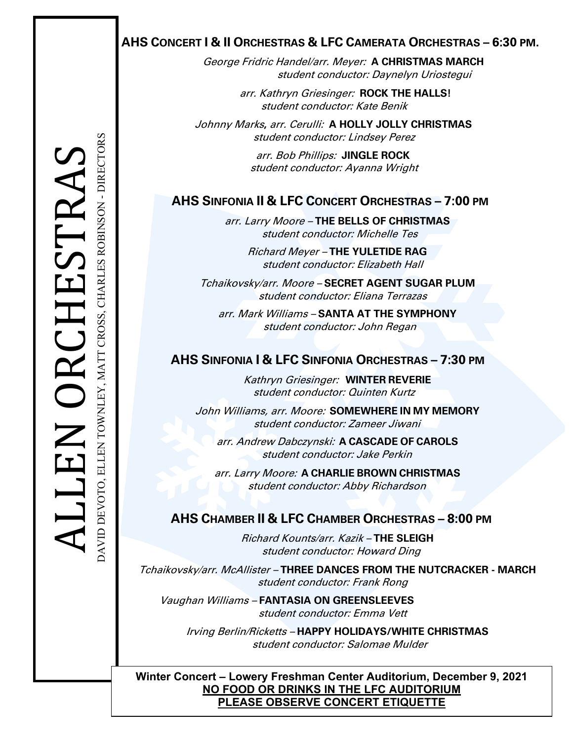# ALLEN ORCHESTRAS

DAVID DEVOTO, ELLEN TOWNLEY, MATT CROSS, CHARLES ROBINSON - DIRECTORS

## AHS CONCERT I & II ORCHESTRAS & LFC CAMERATA ORCHESTRAS – 6:30 PM.

*George Fridric Handel/arr. Meyer:* **A CHRISTMAS MARCH**
*student conductor: Daynelyn Uriostegui*

*arr. Kathryn Griesinger:* **ROCK THE HALLS!**
*student conductor: Kate Benik*

*Johnny Marks, arr. Cerulli:* **A HOLLY JOLLY CHRISTMAS**
*student conductor: Lindsey Perez*

*arr. Bob Phillips:* **JINGLE ROCK**
*student conductor: Ayanna Wright*

## AHS SINFONIA II & LFC CONCERT ORCHESTRAS – 7:00 PM

*arr. Larry Moore* – **THE BELLS OF CHRISTMAS**
*student conductor: Michelle Tes*

*Richard Meyer* – **THE YULETIDE RAG**
*student conductor: Elizabeth Hall*

*Tchaikovsky/arr. Moore* – **SECRET AGENT SUGAR PLUM**
*student conductor: Eliana Terrazas*

*arr. Mark Williams* – **SANTA AT THE SYMPHONY**
*student conductor: John Regan*

## AHS SINFONIA I & LFC SINFONIA ORCHESTRAS – 7:30 PM

*Kathryn Griesinger:* **WINTER REVERIE**
*student conductor: Quinten Kurtz*

*John Williams, arr. Moore:* **SOMEWHERE IN MY MEMORY**
*student conductor: Zameer Jiwani*

*arr. Andrew Dabczynski:* **A CASCADE OF CAROLS**
*student conductor: Jake Perkin*

*arr. Larry Moore:* **A CHARLIE BROWN CHRISTMAS**
*student conductor: Abby Richardson*

## AHS CHAMBER II & LFC CHAMBER ORCHESTRAS – 8:00 PM

*Richard Kounts/arr. Kazik* – **THE SLEIGH**
*student conductor: Howard Ding*

*Tchaikovsky/arr. McAllister* – **THREE DANCES FROM THE NUTCRACKER - MARCH**
*student conductor: Frank Rong*

*Vaughan Williams* – **FANTASIA ON GREENSLEEVES**
*student conductor: Emma Vett*

*Irving Berlin/Ricketts* – **HAPPY HOLIDAYS/WHITE CHRISTMAS**
*student conductor: Salomae Mulder*

**Winter Concert – Lowery Freshman Center Auditorium, December 9, 2021**
**NO FOOD OR DRINKS IN THE LFC AUDITORIUM**
**PLEASE OBSERVE CONCERT ETIQUETTE**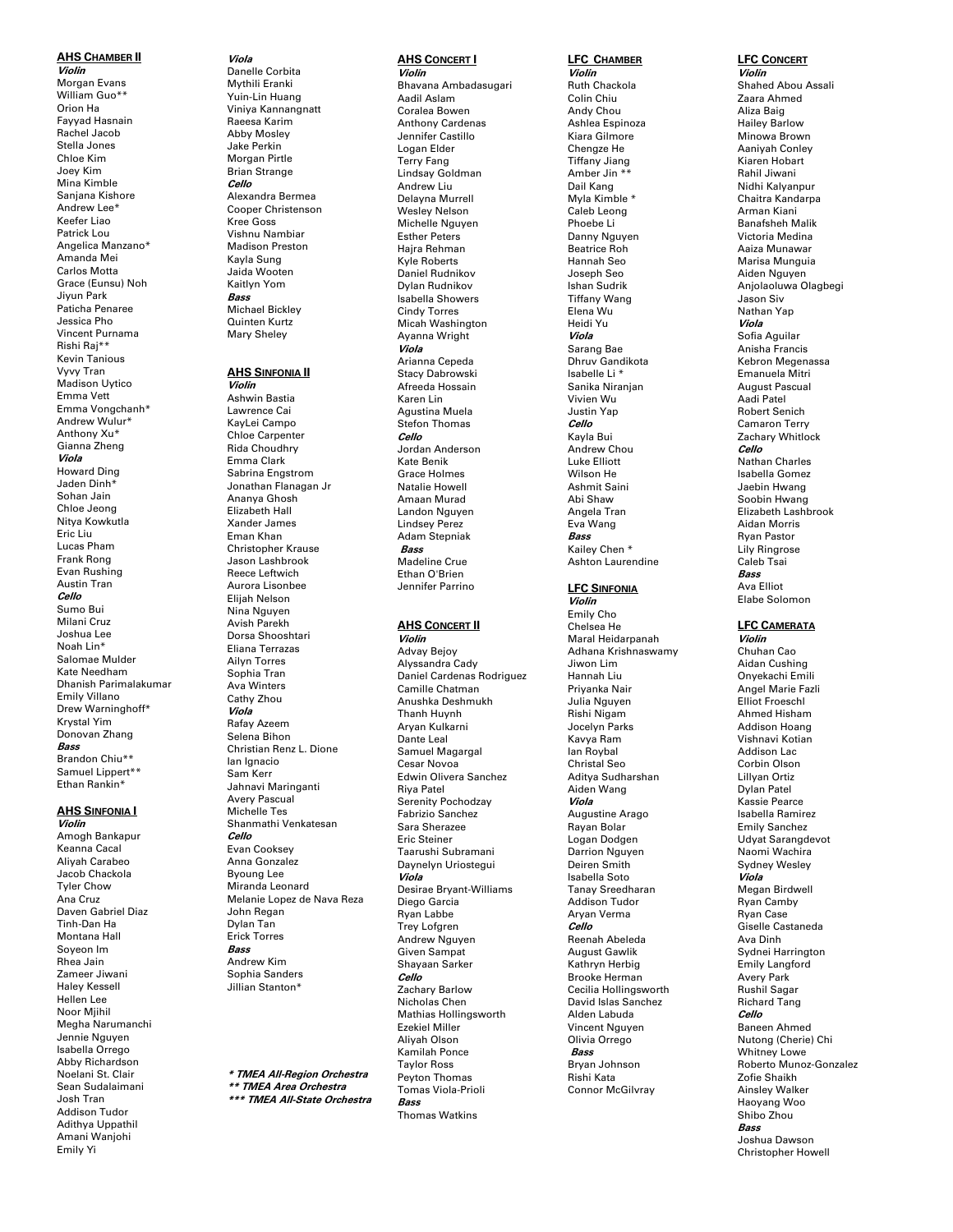## AHS Chamber II

***Violin***

Morgan Evans
William Guo**
Orion Ha
Fayyad Hasnain
Rachel Jacob
Stella Jones
Chloe Kim
Joey Kim
Mina Kimble
Sanjana Kishore
Andrew Lee*
Keefer Liao
Patrick Lou
Angelica Manzano*
Amanda Mei
Carlos Motta
Grace (Eunsu) Noh
Jiyun Park
Paticha Penaree
Jessica Pho
Vincent Purnama
Rishi Raj**
Kevin Tanious
Vyvy Tran
Madison Uytico
Emma Vett
Emma Vongchanh*
Andrew Wulur*
Anthony Xu*
Gianna Zheng

***Viola***

Howard Ding
Jaden Dinh*
Sohan Jain
Chloe Jeong
Nitya Kowkutla
Eric Liu
Lucas Pham
Frank Rong
Evan Rushing
Austin Tran

***Cello***

Sumo Bui
Milani Cruz
Joshua Lee
Noah Lin*
Salomae Mulder
Kate Needham
Dhanish Parimalakumar
Emily Villano
Drew Warninghoff*
Krystal Yim
Donovan Zhang

***Bass***

Brandon Chiu**
Samuel Lippert**
Ethan Rankin*

## AHS Sinfonia I

***Violin***

Amogh Bankapur
Keanna Cacal
Aliyah Carabeo
Jacob Chackola
Tyler Chow
Ana Cruz
Daven Gabriel Diaz
Tinh-Dan Ha
Montana Hall
Soyeon Im
Rhea Jain
Zameer Jiwani
Haley Kessell
Hellen Lee
Noor Mjihil
Megha Narumanchi
Jennie Nguyen
Isabella Orrego
Abby Richardson
Noelani St. Clair
Sean Sudalaimani
Josh Tran
Addison Tudor
Adithya Uppathil
Amani Wanjohi
Emily Yi

***Viola***

Danelle Corbita
Mythili Eranki
Yuin-Lin Huang
Viniya Kannangnatt
Raeesa Karim
Abby Mosley
Jake Perkin
Morgan Pirtle
Brian Strange

***Cello***

Alexandra Bermea
Cooper Christenson
Kree Goss
Vishnu Nambiar
Madison Preston
Kayla Sung
Jaida Wooten
Kaitlyn Yom

***Bass***

Michael Bickley
Quinten Kurtz
Mary Sheley

## AHS Sinfonia II

***Violin***

Ashwin Bastia
Lawrence Cai
KayLei Campo
Chloe Carpenter
Rida Choudhry
Emma Clark
Sabrina Engstrom
Jonathan Flanagan Jr
Ananya Ghosh
Elizabeth Hall
Xander James
Eman Khan
Christopher Krause
Jason Lashbrook
Reece Leftwich
Aurora Lisonbee
Elijah Nelson
Nina Nguyen
Avish Parekh
Dorsa Shooshtari
Eliana Terrazas
Ailyn Torres
Sophia Tran
Ava Winters
Cathy Zhou

***Viola***

Rafay Azeem
Selena Bihon
Christian Renz L. Dione
Ian Ignacio
Sam Kerr
Jahnavi Maringanti
Avery Pascual
Michelle Tes
Shanmathi Venkatesan

***Cello***

Evan Cooksey
Anna Gonzalez
Byoung Lee
Miranda Leonard
Melanie Lopez de Nava Reza
John Regan
Dylan Tan
Erick Torres

***Bass***

Andrew Kim
Sophia Sanders
Jillian Stanton*

****** TMEA All-Region Orchestra***
***** TMEA Area Orchestra***
****** TMEA All-State Orchestra***

## AHS Concert I

***Violin***

Bhavana Ambadasugari
Aadil Aslam
Coralea Bowen
Anthony Cardenas
Jennifer Castillo
Logan Elder
Terry Fang
Lindsay Goldman
Andrew Liu
Delayna Murrell
Wesley Nelson
Michelle Nguyen
Esther Peters
Hajra Rehman
Kyle Roberts
Daniel Rudnikov
Dylan Rudnikov
Isabella Showers
Cindy Torres
Micah Washington
Ayanna Wright

***Viola***

Arianna Cepeda
Stacy Dabrowski
Afreeda Hossain
Karen Lin
Agustina Muela
Stefon Thomas

***Cello***

Jordan Anderson
Kate Benik
Grace Holmes
Natalie Howell
Amaan Murad
Landon Nguyen
Lindsey Perez
Adam Stepniak

***Bass***

Madeline Crue
Ethan O'Brien
Jennifer Parrino

## AHS Concert II

***Violin***

Advay Bejoy
Alyssandra Cady
Daniel Cardenas Rodriguez
Camille Chatman
Anushka Deshmukh
Thanh Huynh
Aryan Kulkarni
Dante Leal
Samuel Magargal
Cesar Novoa
Edwin Olivera Sanchez
Riya Patel
Serenity Pochodzay
Fabrizio Sanchez
Sara Sherazee
Eric Steiner
Taarushi Subramani
Daynelyn Uriostegui

***Viola***

Desirae Bryant-Williams
Diego Garcia
Ryan Labbe
Trey Lofgren
Andrew Nguyen
Given Sampat
Shayaan Sarker

***Cello***

Zachary Barlow
Nicholas Chen
Mathias Hollingsworth
Ezekiel Miller
Aliyah Olson
Kamilah Ponce
Taylor Ross
Peyton Thomas
Tomas Viola-Prioli

***Bass***

Thomas Watkins

## LFC Chamber

***Violin***

Ruth Chackola
Colin Chiu
Andy Chou
Ashlea Espinoza
Kiara Gilmore
Chengze He
Tiffany Jiang
Amber Jin **
Dail Kang
Myla Kimble *
Caleb Leong
Phoebe Li
Danny Nguyen
Beatrice Roh
Hannah Seo
Joseph Seo
Ishan Sudrik
Tiffany Wang
Elena Wu
Heidi Yu

***Viola***

Sarang Bae
Dhruv Gandikota
Isabelle Li *
Sanika Niranjan
Vivien Wu
Justin Yap

***Cello***

Kayla Bui
Andrew Chou
Luke Elliott
Wilson He
Ashmit Saini
Abi Shaw
Angela Tran
Eva Wang

***Bass***

Kailey Chen *
Ashton Laurendine

## LFC Sinfonia

***Violin***

Emily Cho
Chelsea He
Maral Heidarpanah
Adhana Krishnaswamy
Jiwon Lim
Hannah Liu
Priyanka Nair
Julia Nguyen
Rishi Nigam
Jocelyn Parks
Kavya Ram
Ian Roybal
Christal Seo
Aditya Sudharshan
Aiden Wang

***Viola***

Augustine Arago
Rayan Bolar
Logan Dodgen
Darrion Nguyen
Deiren Smith
Isabella Soto
Tanay Sreedharan
Addison Tudor
Aryan Verma

***Cello***

Reenah Abeleda
August Gawlik
Kathryn Herbig
Brooke Herman
Cecilia Hollingsworth
David Islas Sanchez
Alden Labuda
Vincent Nguyen
Olivia Orrego

***Bass***

Bryan Johnson
Rishi Kata
Connor McGilvray

## LFC Concert

***Violin***

Shahed Abou Assali
Zaara Ahmed
Aliza Baig
Hailey Barlow
Minowa Brown
Aaniyah Conley
Kiaren Hobart
Rahil Jiwani
Nidhi Kalyanpur
Chaitra Kandarpa
Arman Kiani
Banafsheh Malik
Victoria Medina
Aaiza Munawar
Marisa Munguia
Aiden Nguyen
Anjolaoluwa Olagbegi
Jason Siv
Nathan Yap

***Viola***

Sofia Aguilar
Anisha Francis
Kebron Megenassa
Emanuela Mitri
August Pascual
Aadi Patel
Robert Senich
Camaron Terry
Zachary Whitlock

***Cello***

Nathan Charles
Isabella Gomez
Jaebin Hwang
Soobin Hwang
Elizabeth Lashbrook
Aidan Morris
Ryan Pastor
Lily Ringrose
Caleb Tsai

***Bass***

Ava Elliot
Elabe Solomon

## LFC Camerata

***Violin***

Chuhan Cao
Aidan Cushing
Onyekachi Emili
Angel Marie Fazli
Elliot Froeschl
Ahmed Hisham
Addison Hoang
Vishnavi Kotian
Addison Lac
Corbin Olson
Lillyan Ortiz
Dylan Patel
Kassie Pearce
Isabella Ramirez
Emily Sanchez
Udyat Sarangdevot
Naomi Wachira
Sydney Wesley

***Viola***

Megan Birdwell
Ryan Camby
Ryan Case
Giselle Castaneda
Ava Dinh
Sydnei Harrington
Emily Langford
Avery Park
Rushil Sagar
Richard Tang

***Cello***

Baneen Ahmed
Nutong (Cherie) Chi
Whitney Lowe
Roberto Munoz-Gonzalez
Zofie Shaikh
Ainsley Walker
Haoyang Woo
Shibo Zhou

***Bass***

Joshua Dawson
Christopher Howell